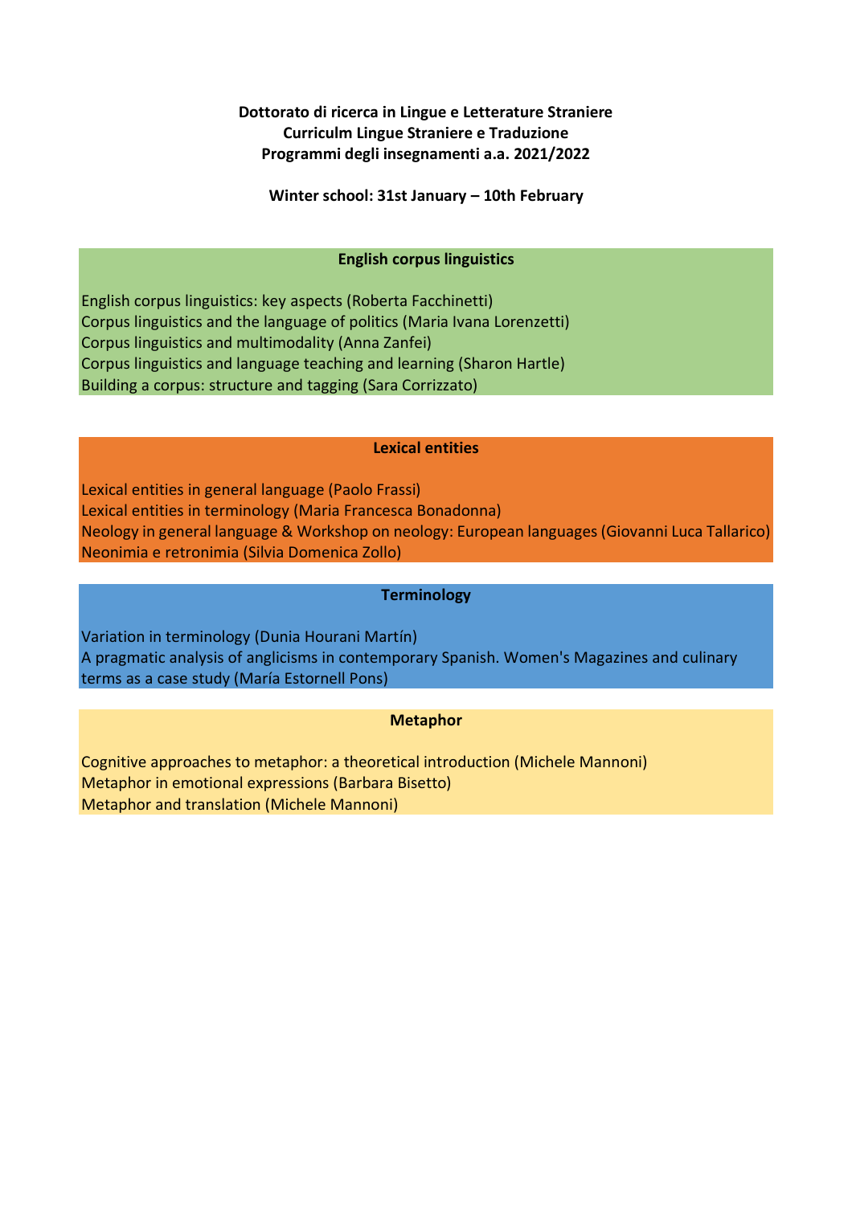**Dottorato di ricerca in Lingue e Letterature Straniere**
**Curriculm Lingue Straniere e Traduzione**
**Programmi degli insegnamenti a.a. 2021/2022**

**Winter school: 31st January – 10th February**

## English corpus linguistics

English corpus linguistics: key aspects (Roberta Facchinetti)
Corpus linguistics and the language of politics (Maria Ivana Lorenzetti)
Corpus linguistics and multimodality (Anna Zanfei)
Corpus linguistics and language teaching and learning (Sharon Hartle)
Building a corpus: structure and tagging (Sara Corrizzato)

## Lexical entities

Lexical entities in general language (Paolo Frassi)
Lexical entities in terminology (Maria Francesca Bonadonna)
Neology in general language & Workshop on neology: European languages (Giovanni Luca Tallarico)
Neonimia e retronimia (Silvia Domenica Zollo)

## Terminology

Variation in terminology (Dunia Hourani Martín)
A pragmatic analysis of anglicisms in contemporary Spanish. Women's Magazines and culinary terms as a case study (María Estornell Pons)

## Metaphor

Cognitive approaches to metaphor: a theoretical introduction (Michele Mannoni)
Metaphor in emotional expressions (Barbara Bisetto)
Metaphor and translation (Michele Mannoni)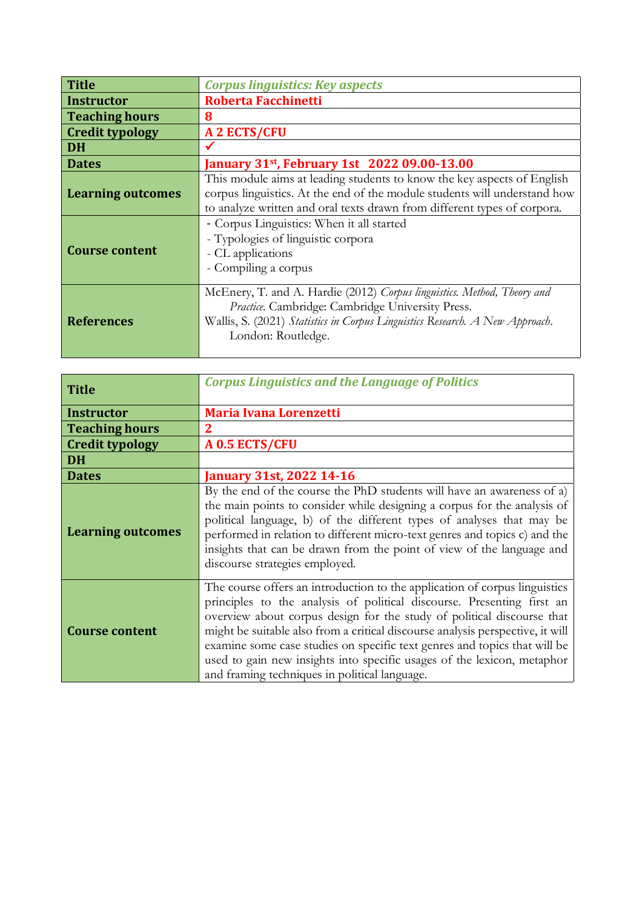| **Title** | ***Corpus linguistics: Key aspects*** |
|---|---|
| **Instructor** | **Roberta Facchinetti** |
| **Teaching hours** | **8** |
| **Credit typology** | **A 2 ECTS/CFU** |
| **DH** | ✓ |
| **Dates** | **January 31st, February 1st 2022 09.00-13.00** |
| **Learning outcomes** | This module aims at leading students to know the key aspects of English corpus linguistics. At the end of the module students will understand how to analyze written and oral texts drawn from different types of corpora. |
| **Course content** | - Corpus Linguistics: When it all started<br>- Typologies of linguistic corpora<br>- CL applications<br>- Compiling a corpus |
| **References** | McEnery, T. and A. Hardie (2012) *Corpus linguistics. Method, Theory and Practice.* Cambridge: Cambridge University Press.<br>Wallis, S. (2021) *Statistics in Corpus Linguistics Research. A New Approach.* London: Routledge. |

| **Title** | ***Corpus Linguistics and the Language of Politics*** |
|---|---|
| **Instructor** | **Maria Ivana Lorenzetti** |
| **Teaching hours** | **2** |
| **Credit typology** | **A 0.5 ECTS/CFU** |
| **DH** | |
| **Dates** | **January 31st, 2022 14-16** |
| **Learning outcomes** | By the end of the course the PhD students will have an awareness of a) the main points to consider while designing a corpus for the analysis of political language, b) of the different types of analyses that may be performed in relation to different micro-text genres and topics c) and the insights that can be drawn from the point of view of the language and discourse strategies employed. |
| **Course content** | The course offers an introduction to the application of corpus linguistics principles to the analysis of political discourse. Presenting first an overview about corpus design for the study of political discourse that might be suitable also from a critical discourse analysis perspective, it will examine some case studies on specific text genres and topics that will be used to gain new insights into specific usages of the lexicon, metaphor and framing techniques in political language. |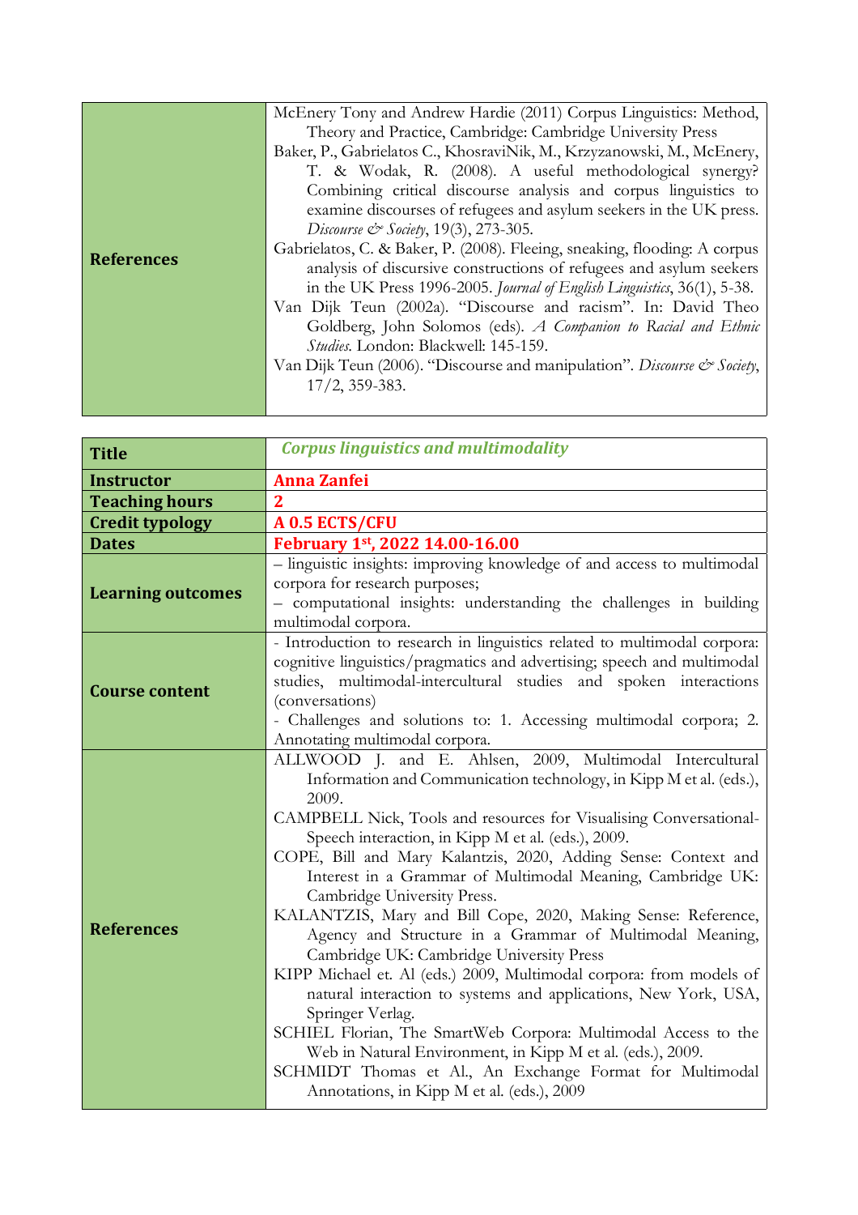| | |
|---|---|
| **References** | McEnery Tony and Andrew Hardie (2011) Corpus Linguistics: Method, Theory and Practice, Cambridge: Cambridge University Press<br>Baker, P., Gabrielatos C., KhosraviNik, M., Krzyzanowski, M., McEnery, T. & Wodak, R. (2008). A useful methodological synergy? Combining critical discourse analysis and corpus linguistics to examine discourses of refugees and asylum seekers in the UK press. *Discourse & Society*, 19(3), 273-305.<br>Gabrielatos, C. & Baker, P. (2008). Fleeing, sneaking, flooding: A corpus analysis of discursive constructions of refugees and asylum seekers in the UK Press 1996-2005. *Journal of English Linguistics*, 36(1), 5-38.<br>Van Dijk Teun (2002a). "Discourse and racism". In: David Theo Goldberg, John Solomos (eds). *A Companion to Racial and Ethnic Studies*. London: Blackwell: 145-159.<br>Van Dijk Teun (2006). "Discourse and manipulation". *Discourse & Society*, 17/2, 359-383. |

| **Title** | ***Corpus linguistics and multimodality*** |
|---|---|
| **Instructor** | **Anna Zanfei** |
| **Teaching hours** | **2** |
| **Credit typology** | **A 0.5 ECTS/CFU** |
| **Dates** | **February 1st, 2022 14.00-16.00** |
| **Learning outcomes** | – linguistic insights: improving knowledge of and access to multimodal corpora for research purposes;<br>– computational insights: understanding the challenges in building multimodal corpora. |
| **Course content** | - Introduction to research in linguistics related to multimodal corpora: cognitive linguistics/pragmatics and advertising; speech and multimodal studies, multimodal-intercultural studies and spoken interactions (conversations)<br>- Challenges and solutions to: 1. Accessing multimodal corpora; 2. Annotating multimodal corpora. |
| **References** | ALLWOOD J. and E. Ahlsen, 2009, Multimodal Intercultural Information and Communication technology, in Kipp M et al. (eds.), 2009.<br>CAMPBELL Nick, Tools and resources for Visualising Conversational-Speech interaction, in Kipp M et al. (eds.), 2009.<br>COPE, Bill and Mary Kalantzis, 2020, Adding Sense: Context and Interest in a Grammar of Multimodal Meaning, Cambridge UK: Cambridge University Press.<br>KALANTZIS, Mary and Bill Cope, 2020, Making Sense: Reference, Agency and Structure in a Grammar of Multimodal Meaning, Cambridge UK: Cambridge University Press<br>KIPP Michael et. Al (eds.) 2009, Multimodal corpora: from models of natural interaction to systems and applications, New York, USA, Springer Verlag.<br>SCHIEL Florian, The SmartWeb Corpora: Multimodal Access to the Web in Natural Environment, in Kipp M et al. (eds.), 2009.<br>SCHMIDT Thomas et Al., An Exchange Format for Multimodal Annotations, in Kipp M et al. (eds.), 2009 |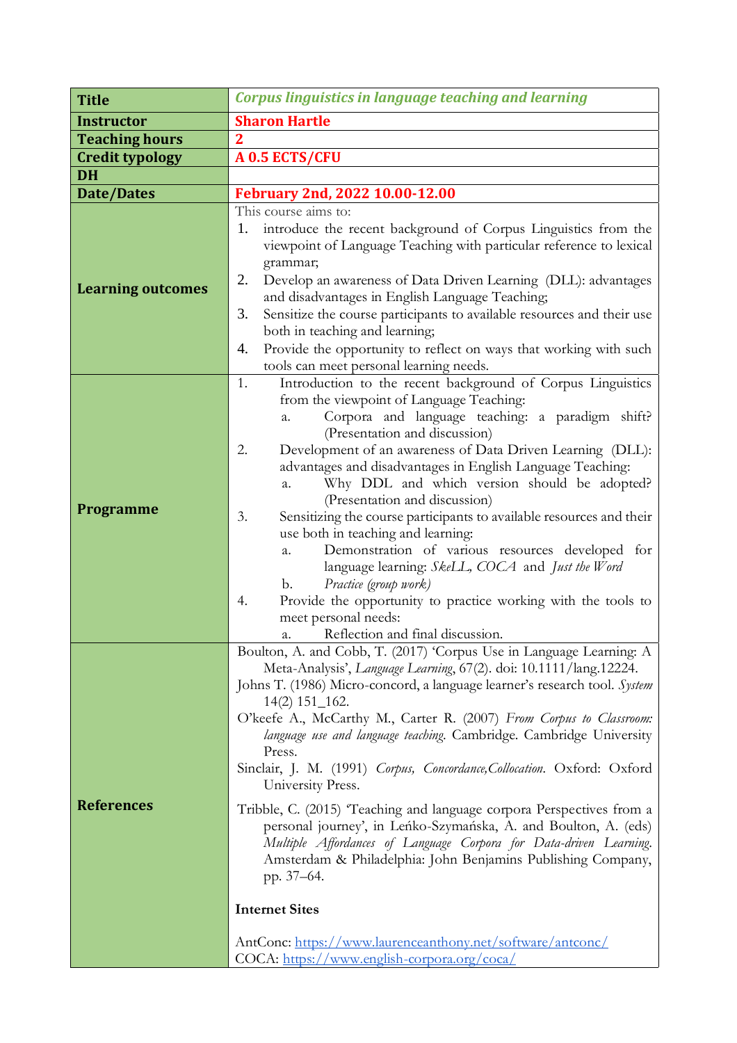| | |
|---|---|
| **Title** | ***Corpus linguistics in language teaching and learning*** |
| **Instructor** | **Sharon Hartle** |
| **Teaching hours** | **2** |
| **Credit typology** | **A 0.5 ECTS/CFU** |
| **DH** | |
| **Date/Dates** | **February 2nd, 2022 10.00-12.00** |
| **Learning outcomes** | This course aims to:<br>1. introduce the recent background of Corpus Linguistics from the viewpoint of Language Teaching with particular reference to lexical grammar;<br>2. Develop an awareness of Data Driven Learning (DLL): advantages and disadvantages in English Language Teaching;<br>3. Sensitize the course participants to available resources and their use both in teaching and learning;<br>4. Provide the opportunity to reflect on ways that working with such tools can meet personal learning needs. |
| **Programme** | 1. Introduction to the recent background of Corpus Linguistics from the viewpoint of Language Teaching:<br>&nbsp;&nbsp;&nbsp;a. Corpora and language teaching: a paradigm shift? (Presentation and discussion)<br>2. Development of an awareness of Data Driven Learning (DLL): advantages and disadvantages in English Language Teaching:<br>&nbsp;&nbsp;&nbsp;a. Why DDL and which version should be adopted? (Presentation and discussion)<br>3. Sensitizing the course participants to available resources and their use both in teaching and learning:<br>&nbsp;&nbsp;&nbsp;a. Demonstration of various resources developed for language learning: *SkeLL, COCA* and *Just the Word*<br>&nbsp;&nbsp;&nbsp;b. *Practice (group work)*<br>4. Provide the opportunity to practice working with the tools to meet personal needs:<br>&nbsp;&nbsp;&nbsp;a. Reflection and final discussion. |
| **References** | Boulton, A. and Cobb, T. (2017) 'Corpus Use in Language Learning: A Meta-Analysis', *Language Learning*, 67(2). doi: 10.1111/lang.12224.<br>Johns T. (1986) Micro-concord, a language learner's research tool. *System* 14(2) 151_162.<br>O'keefe A., McCarthy M., Carter R. (2007) *From Corpus to Classroom: language use and language teaching*. Cambridge. Cambridge University Press.<br>Sinclair, J. M. (1991) *Corpus, Concordance,Collocation*. Oxford: Oxford University Press.<br><br>Tribble, C. (2015) 'Teaching and language corpora Perspectives from a personal journey', in Leńko-Szymańska, A. and Boulton, A. (eds) *Multiple Affordances of Language Corpora for Data-driven Learning*. Amsterdam & Philadelphia: John Benjamins Publishing Company, pp. 37–64.<br><br>**Internet Sites**<br><br>AntConc: https://www.laurenceanthony.net/software/antconc/<br>COCA: https://www.english-corpora.org/coca/ |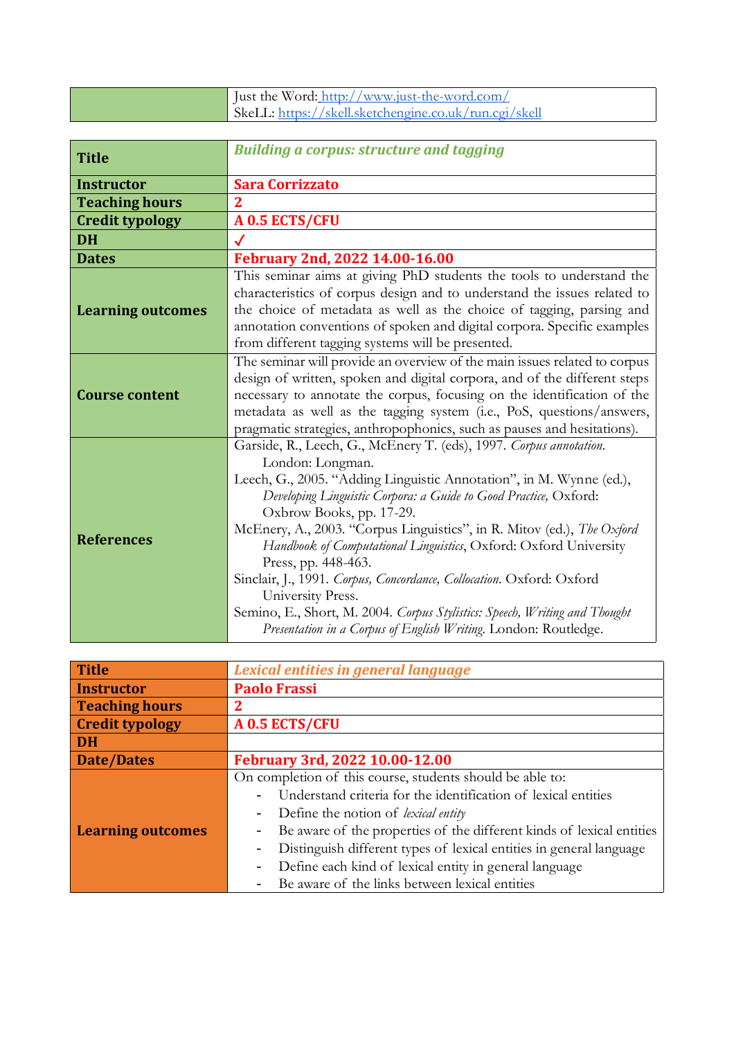| | |
|---|---|
| | Just the Word: http://www.just-the-word.com/<br>SkeLL: https://skell.sketchengine.co.uk/run.cgi/skell |

| | |
|---|---|
| **Title** | ***Building a corpus: structure and tagging*** |
| **Instructor** | **Sara Corrizzato** |
| **Teaching hours** | **2** |
| **Credit typology** | **A 0.5 ECTS/CFU** |
| **DH** | ✓ |
| **Dates** | **February 2nd, 2022 14.00-16.00** |
| **Learning outcomes** | This seminar aims at giving PhD students the tools to understand the characteristics of corpus design and to understand the issues related to the choice of metadata as well as the choice of tagging, parsing and annotation conventions of spoken and digital corpora. Specific examples from different tagging systems will be presented. |
| **Course content** | The seminar will provide an overview of the main issues related to corpus design of written, spoken and digital corpora, and of the different steps necessary to annotate the corpus, focusing on the identification of the metadata as well as the tagging system (i.e., PoS, questions/answers, pragmatic strategies, anthropophonics, such as pauses and hesitations). |
| **References** | Garside, R., Leech, G., McEnery T. (eds), 1997. *Corpus annotation*. London: Longman.<br>Leech, G., 2005. "Adding Linguistic Annotation", in M. Wynne (ed.), *Developing Linguistic Corpora: a Guide to Good Practice,* Oxford: Oxbrow Books, pp. 17-29.<br>McEnery, A., 2003. "Corpus Linguistics", in R. Mitov (ed.), *The Oxford Handbook of Computational Linguistics*, Oxford: Oxford University Press, pp. 448-463.<br>Sinclair, J., 1991. *Corpus, Concordance, Collocation*. Oxford: Oxford University Press.<br>Semino, E., Short, M. 2004. *Corpus Stylistics: Speech, Writing and Thought Presentation in a Corpus of English Writing*. London: Routledge. |

| | |
|---|---|
| **Title** | ***Lexical entities in general language*** |
| **Instructor** | **Paolo Frassi** |
| **Teaching hours** | **2** |
| **Credit typology** | **A 0.5 ECTS/CFU** |
| **DH** | |
| **Date/Dates** | **February 3rd, 2022 10.00-12.00** |
| **Learning outcomes** | On completion of this course, students should be able to:<br>- Understand criteria for the identification of lexical entities<br>- Define the notion of *lexical entity*<br>- Be aware of the properties of the different kinds of lexical entities<br>- Distinguish different types of lexical entities in general language<br>- Define each kind of lexical entity in general language<br>- Be aware of the links between lexical entities |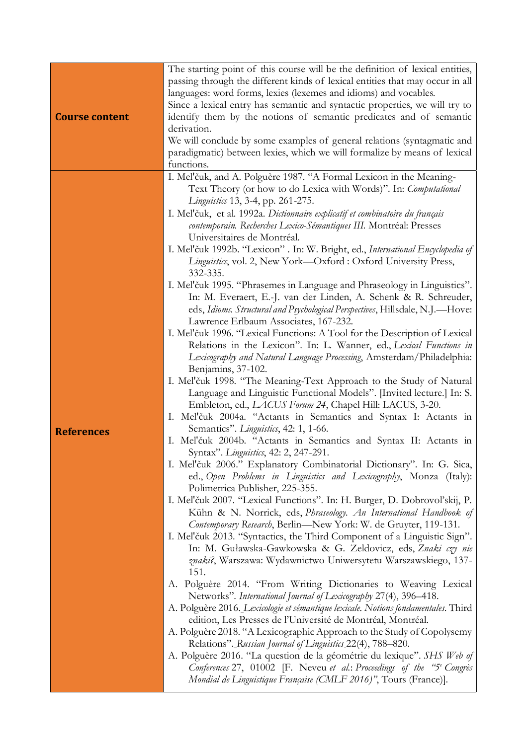| | |
|---|---|
| **Course content** | The starting point of this course will be the definition of lexical entities, passing through the different kinds of lexical entities that may occur in all languages: word forms, lexies (lexemes and idioms) and vocables.<br>Since a lexical entry has semantic and syntactic properties, we will try to identify them by the notions of semantic predicates and of semantic derivation.<br>We will conclude by some examples of general relations (syntagmatic and paradigmatic) between lexies, which we will formalize by means of lexical functions. |
| **References** | I. Mel'čuk, and A. Polguère 1987. "A Formal Lexicon in the Meaning-Text Theory (or how to do Lexica with Words)". In: *Computational Linguistics* 13, 3-4, pp. 261-275.<br>I. Mel'čuk, et al. 1992a. *Dictionnaire explicatif et combinatoire du français contemporain. Recherches Lexico-Sémantiques III.* Montréal: Presses Universitaires de Montréal.<br>I. Mel'čuk 1992b. "Lexicon" . In: W. Bright, ed., *International Encyclopedia of Linguistics*, vol. 2, New York—Oxford : Oxford University Press, 332-335.<br>I. Mel'čuk 1995. "Phrasemes in Language and Phraseology in Linguistics". In: M. Everaert, E.-J. van der Linden, A. Schenk & R. Schreuder, eds, *Idioms. Structural and Psychological Perspectives*, Hillsdale, N.J.—Hove: Lawrence Erlbaum Associates, 167-232.<br>I. Mel'čuk 1996. "Lexical Functions: A Tool for the Description of Lexical Relations in the Lexicon". In: L. Wanner, ed., *Lexical Functions in Lexicography and Natural Language Processing*, Amsterdam/Philadelphia: Benjamins, 37-102.<br>I. Mel'čuk 1998. "The Meaning-Text Approach to the Study of Natural Language and Linguistic Functional Models". [Invited lecture.] In: S. Embleton, ed., *LACUS Forum 24*, Chapel Hill: LACUS, 3-20.<br>I. Mel'čuk 2004a. "Actants in Semantics and Syntax I: Actants in Semantics". *Linguistics*, 42: 1, 1-66.<br>I. Mel'čuk 2004b. "Actants in Semantics and Syntax II: Actants in Syntax". *Linguistics*, 42: 2, 247-291.<br>I. Mel'čuk 2006." Explanatory Combinatorial Dictionary". In: G. Sica, ed., *Open Problems in Linguistics and Lexicography*, Monza (Italy): Polimetrica Publisher, 225-355.<br>I. Mel'čuk 2007. "Lexical Functions". In: H. Burger, D. Dobrovol'skij, P. Kühn & N. Norrick, eds, *Phraseology. An International Handbook of Contemporary Research*, Berlin—New York: W. de Gruyter, 119-131.<br>I. Mel'čuk 2013. "Syntactics, the Third Component of a Linguistic Sign". In: M. Guławska-Gawkowska & G. Zeldovicz, eds, *Znaki czy nie znaki?*, Warszawa: Wydawnictwo Uniwersytetu Warszawskiego, 137-151.<br>A. Polguère 2014. "From Writing Dictionaries to Weaving Lexical Networks". *International Journal of Lexicography* 27(4), 396–418.<br>A. Polguère 2016. *Lexicologie et sémantique lexicale. Notions fondamentales*. Third edition, Les Presses de l'Université de Montréal, Montréal.<br>A. Polguère 2018. "A Lexicographic Approach to the Study of Copolysemy Relations". *Russian Journal of Linguistics* 22(4), 788–820.<br>A. Polguère 2016. "La question de la géométrie du lexique". *SHS Web of Conferences* 27, 01002 [F. Neveu *et al.*: *Proceedings of the "5e Congrès Mondial de Linguistique Française (CMLF 2016)"*, Tours (France)]. |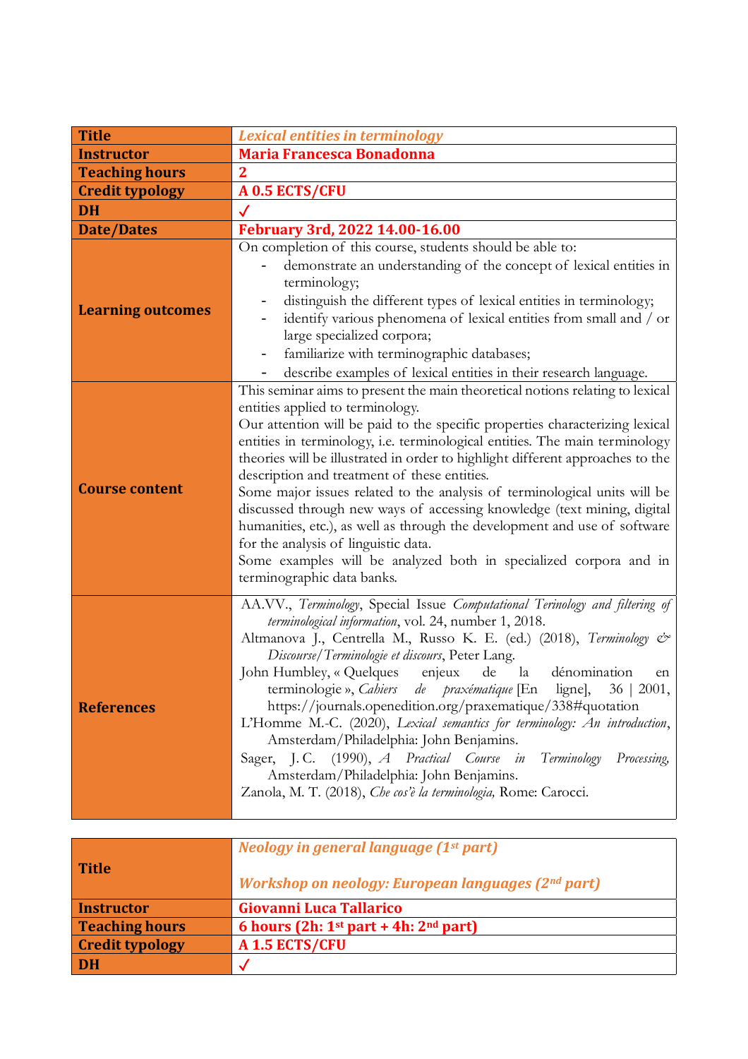| | |
|---|---|
| **Title** | ***Lexical entities in terminology*** |
| **Instructor** | **Maria Francesca Bonadonna** |
| **Teaching hours** | **2** |
| **Credit typology** | **A 0.5 ECTS/CFU** |
| **DH** | ✓ |
| **Date/Dates** | **February 3rd, 2022 14.00-16.00** |
| **Learning outcomes** | On completion of this course, students should be able to:<br>- demonstrate an understanding of the concept of lexical entities in terminology;<br>- distinguish the different types of lexical entities in terminology;<br>- identify various phenomena of lexical entities from small and / or large specialized corpora;<br>- familiarize with terminographic databases;<br>- describe examples of lexical entities in their research language. |
| **Course content** | This seminar aims to present the main theoretical notions relating to lexical entities applied to terminology.<br>Our attention will be paid to the specific properties characterizing lexical entities in terminology, i.e. terminological entities. The main terminology theories will be illustrated in order to highlight different approaches to the description and treatment of these entities.<br>Some major issues related to the analysis of terminological units will be discussed through new ways of accessing knowledge (text mining, digital humanities, etc.), as well as through the development and use of software for the analysis of linguistic data.<br>Some examples will be analyzed both in specialized corpora and in terminographic data banks. |
| **References** | AA.VV., *Terminology*, Special Issue *Computational Terinology and filtering of terminological information*, vol. 24, number 1, 2018.<br>Altmanova J., Centrella M., Russo K. E. (ed.) (2018), *Terminology & Discourse/Terminologie et discours*, Peter Lang.<br>John Humbley, « Quelques enjeux de la dénomination en terminologie », *Cahiers de praxématique* [En ligne], 36 \| 2001, https://journals.openedition.org/praxematique/338#quotation<br>L'Homme M.-C. (2020), *Lexical semantics for terminology: An introduction*, Amsterdam/Philadelphia: John Benjamins.<br>Sager, J. C. (1990), *A Practical Course in Terminology Processing*, Amsterdam/Philadelphia: John Benjamins.<br>Zanola, M. T. (2018), *Che cos'è la terminologia,* Rome: Carocci. |

| | |
|---|---|
| **Title** | ***Neology in general language (1st part)***<br><br>***Workshop on neology: European languages (2nd part)*** |
| **Instructor** | **Giovanni Luca Tallarico** |
| **Teaching hours** | **6 hours (2h: 1st part + 4h: 2nd part)** |
| **Credit typology** | **A 1.5 ECTS/CFU** |
| **DH** | ✓ |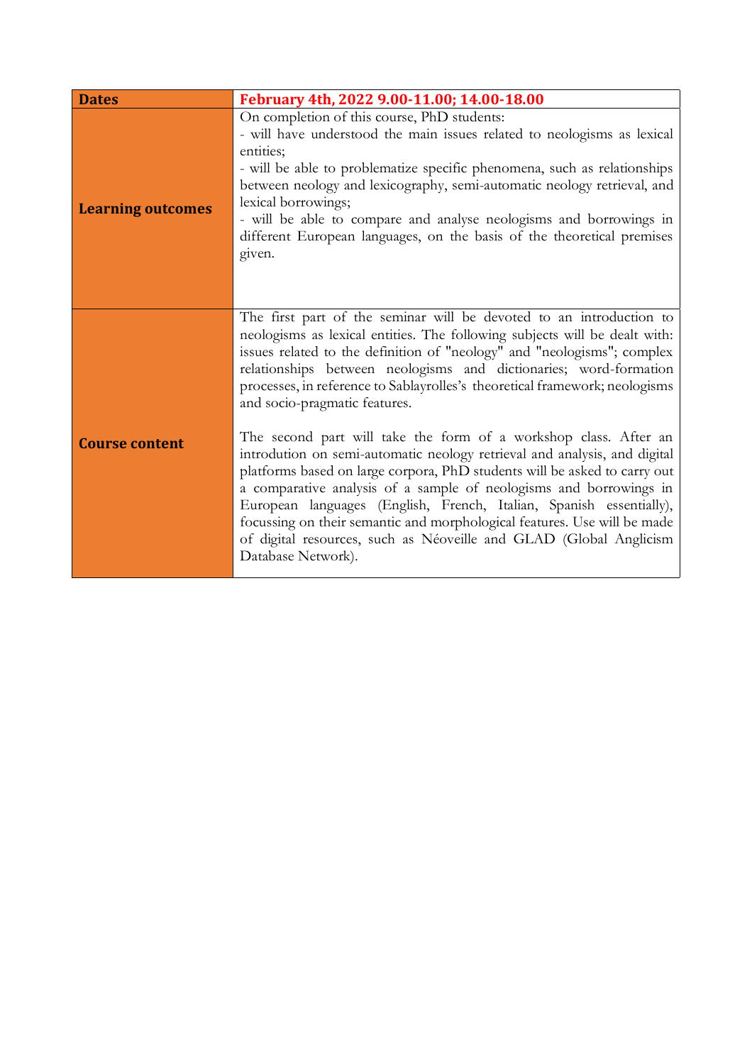| **Dates** | **February 4th, 2022 9.00-11.00; 14.00-18.00** |
|---|---|
| **Learning outcomes** | On completion of this course, PhD students:<br>- will have understood the main issues related to neologisms as lexical entities;<br>- will be able to problematize specific phenomena, such as relationships between neology and lexicography, semi-automatic neology retrieval, and lexical borrowings;<br>- will be able to compare and analyse neologisms and borrowings in different European languages, on the basis of the theoretical premises given. |
| **Course content** | The first part of the seminar will be devoted to an introduction to neologisms as lexical entities. The following subjects will be dealt with: issues related to the definition of "neology" and "neologisms"; complex relationships between neologisms and dictionaries; word-formation processes, in reference to Sablayrolles's theoretical framework; neologisms and socio-pragmatic features.<br><br>The second part will take the form of a workshop class. After an introdution on semi-automatic neology retrieval and analysis, and digital platforms based on large corpora, PhD students will be asked to carry out a comparative analysis of a sample of neologisms and borrowings in European languages (English, French, Italian, Spanish essentially), focussing on their semantic and morphological features. Use will be made of digital resources, such as Néoveille and GLAD (Global Anglicism Database Network). |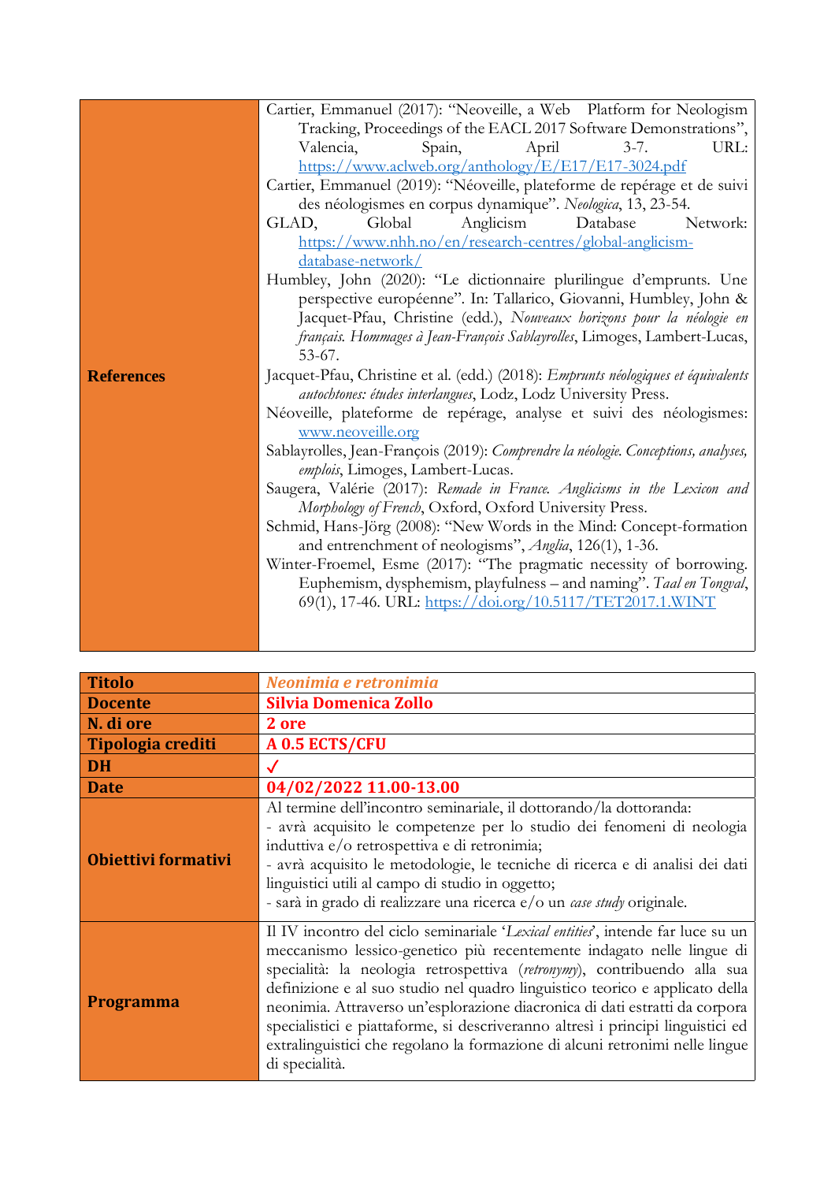| **References** | Cartier, Emmanuel (2017): "Neoveille, a Web Platform for Neologism Tracking, Proceedings of the EACL 2017 Software Demonstrations", Valencia, Spain, April 3-7. URL: https://www.aclweb.org/anthology/E/E17/E17-3024.pdf<br>Cartier, Emmanuel (2019): "Néoveille, plateforme de repérage et de suivi des néologismes en corpus dynamique". *Neologica*, 13, 23-54.<br>GLAD, Global Anglicism Database Network: https://www.nhh.no/en/research-centres/global-anglicism-database-network/<br>Humbley, John (2020): "Le dictionnaire plurilingue d'emprunts. Une perspective européenne". In: Tallarico, Giovanni, Humbley, John & Jacquet-Pfau, Christine (edd.), *Nouveaux horizons pour la néologie en français. Hommages à Jean-François Sablayrolles*, Limoges, Lambert-Lucas, 53-67.<br>Jacquet-Pfau, Christine et al. (edd.) (2018): *Emprunts néologiques et équivalents autochtones: études interlangues*, Lodz, Lodz University Press.<br>Néoveille, plateforme de repérage, analyse et suivi des néologismes: www.neoveille.org<br>Sablayrolles, Jean-François (2019): *Comprendre la néologie. Conceptions, analyses, emplois*, Limoges, Lambert-Lucas.<br>Saugera, Valérie (2017): *Remade in France. Anglicisms in the Lexicon and Morphology of French*, Oxford, Oxford University Press.<br>Schmid, Hans-Jörg (2008): "New Words in the Mind: Concept-formation and entrenchment of neologisms", *Anglia*, 126(1), 1-36.<br>Winter-Froemel, Esme (2017): "The pragmatic necessity of borrowing. Euphemism, dysphemism, playfulness – and naming". *Taal en Tongval*, 69(1), 17-46. URL: https://doi.org/10.5117/TET2017.1.WINT |
|---|---|

| **Titolo** | ***Neonimia e retronimia*** |
|---|---|
| **Docente** | **Silvia Domenica Zollo** |
| **N. di ore** | **2 ore** |
| **Tipologia crediti** | **A 0.5 ECTS/CFU** |
| **DH** | ✓ |
| **Date** | **04/02/2022 11.00-13.00** |
| **Obiettivi formativi** | Al termine dell'incontro seminariale, il dottorando/la dottoranda:<br>- avrà acquisito le competenze per lo studio dei fenomeni di neologia induttiva e/o retrospettiva e di retronimia;<br>- avrà acquisito le metodologie, le tecniche di ricerca e di analisi dei dati linguistici utili al campo di studio in oggetto;<br>- sarà in grado di realizzare una ricerca e/o un *case study* originale. |
| **Programma** | Il IV incontro del ciclo seminariale '*Lexical entities*', intende far luce su un meccanismo lessico-genetico più recentemente indagato nelle lingue di specialità: la neologia retrospettiva (*retronymy*), contribuendo alla sua definizione e al suo studio nel quadro linguistico teorico e applicato della neonimia. Attraverso un'esplorazione diacronica di dati estratti da corpora specialistici e piattaforme, si descriveranno altresì i principi linguistici ed extralinguistici che regolano la formazione di alcuni retronimi nelle lingue di specialità. |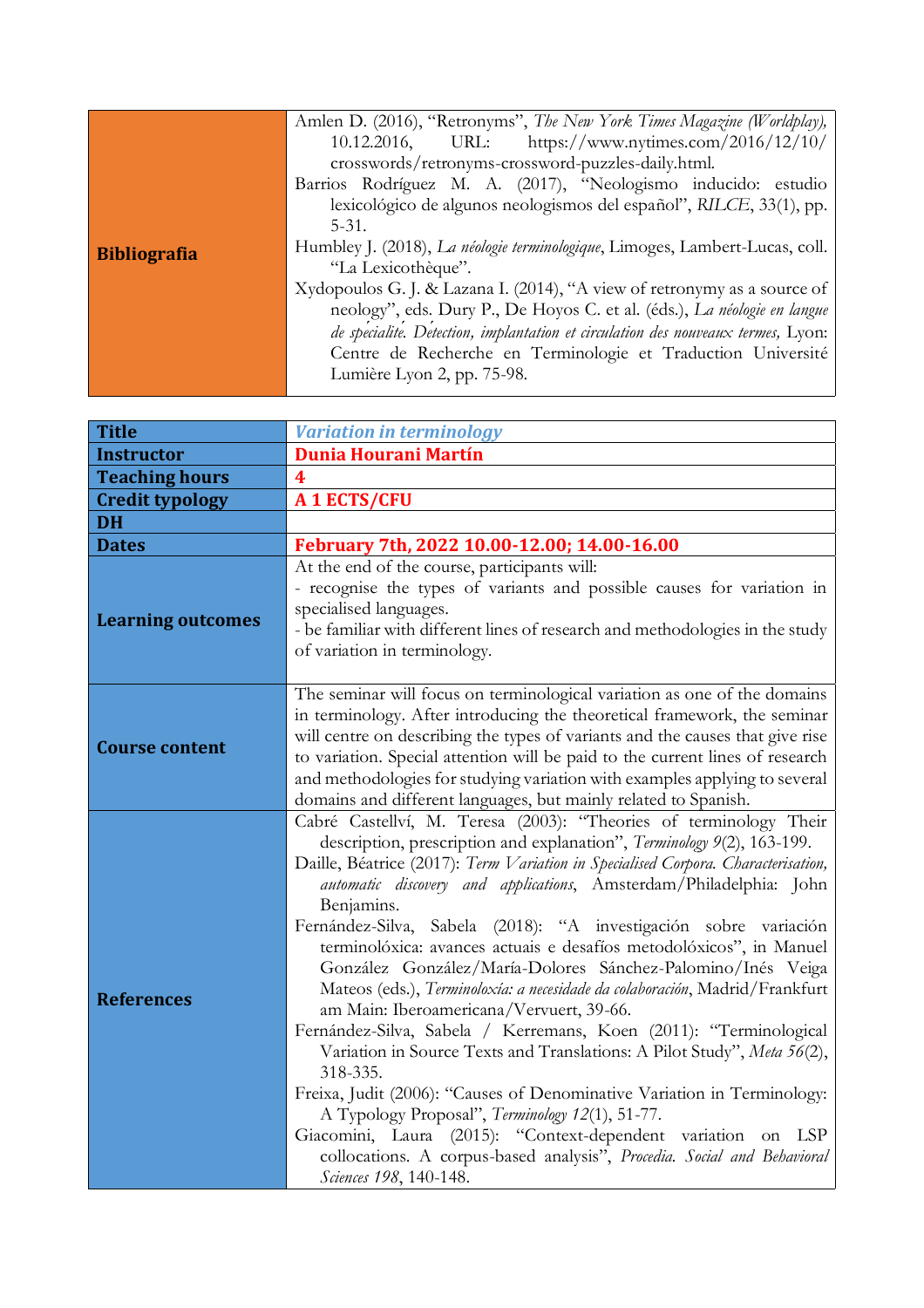| **Bibliografia** | Amlen D. (2016), "Retronyms", *The New York Times Magazine (Worldplay)*, 10.12.2016, URL: https://www.nytimes.com/2016/12/10/crosswords/retronyms-crossword-puzzles-daily.html.<br>Barrios Rodríguez M. A. (2017), "Neologismo inducido: estudio lexicológico de algunos neologismos del español", *RILCE*, 33(1), pp. 5-31.<br>Humbley J. (2018), *La néologie terminologique*, Limoges, Lambert-Lucas, coll. "La Lexicothèque".<br>Xydopoulos G. J. & Lazana I. (2014), "A view of retronymy as a source of neology", eds. Dury P., De Hoyos C. et al. (éds.), *La néologie en langue de spécialité. Détection, implantation et circulation des nouveaux termes,* Lyon: Centre de Recherche en Terminologie et Traduction Université Lumière Lyon 2, pp. 75-98. |
|---|---|

| **Title** | ***Variation in terminology*** |
|---|---|
| **Instructor** | **Dunia Hourani Martín** |
| **Teaching hours** | **4** |
| **Credit typology** | **A 1 ECTS/CFU** |
| **DH** | |
| **Dates** | **February 7th, 2022 10.00-12.00; 14.00-16.00** |
| **Learning outcomes** | At the end of the course, participants will:<br>- recognise the types of variants and possible causes for variation in specialised languages.<br>- be familiar with different lines of research and methodologies in the study of variation in terminology. |
| **Course content** | The seminar will focus on terminological variation as one of the domains in terminology. After introducing the theoretical framework, the seminar will centre on describing the types of variants and the causes that give rise to variation. Special attention will be paid to the current lines of research and methodologies for studying variation with examples applying to several domains and different languages, but mainly related to Spanish. |
| **References** | Cabré Castellví, M. Teresa (2003): "Theories of terminology Their description, prescription and explanation", *Terminology 9*(2), 163-199.<br>Daille, Béatrice (2017): *Term Variation in Specialised Corpora. Characterisation, automatic discovery and applications*, Amsterdam/Philadelphia: John Benjamins.<br>Fernández-Silva, Sabela (2018): "A investigación sobre variación terminolóxica: avances actuais e desafíos metodolóxicos", in Manuel González González/María-Dolores Sánchez-Palomino/Inés Veiga Mateos (eds.), *Terminoloxía: a necesidade da colaboración*, Madrid/Frankfurt am Main: Iberoamericana/Vervuert, 39-66.<br>Fernández-Silva, Sabela / Kerremans, Koen (2011): "Terminological Variation in Source Texts and Translations: A Pilot Study", *Meta 56*(2), 318-335.<br>Freixa, Judit (2006): "Causes of Denominative Variation in Terminology: A Typology Proposal", *Terminology 12*(1), 51-77.<br>Giacomini, Laura (2015): "Context-dependent variation on LSP collocations. A corpus-based analysis", *Procedia. Social and Behavioral Sciences 198*, 140-148. |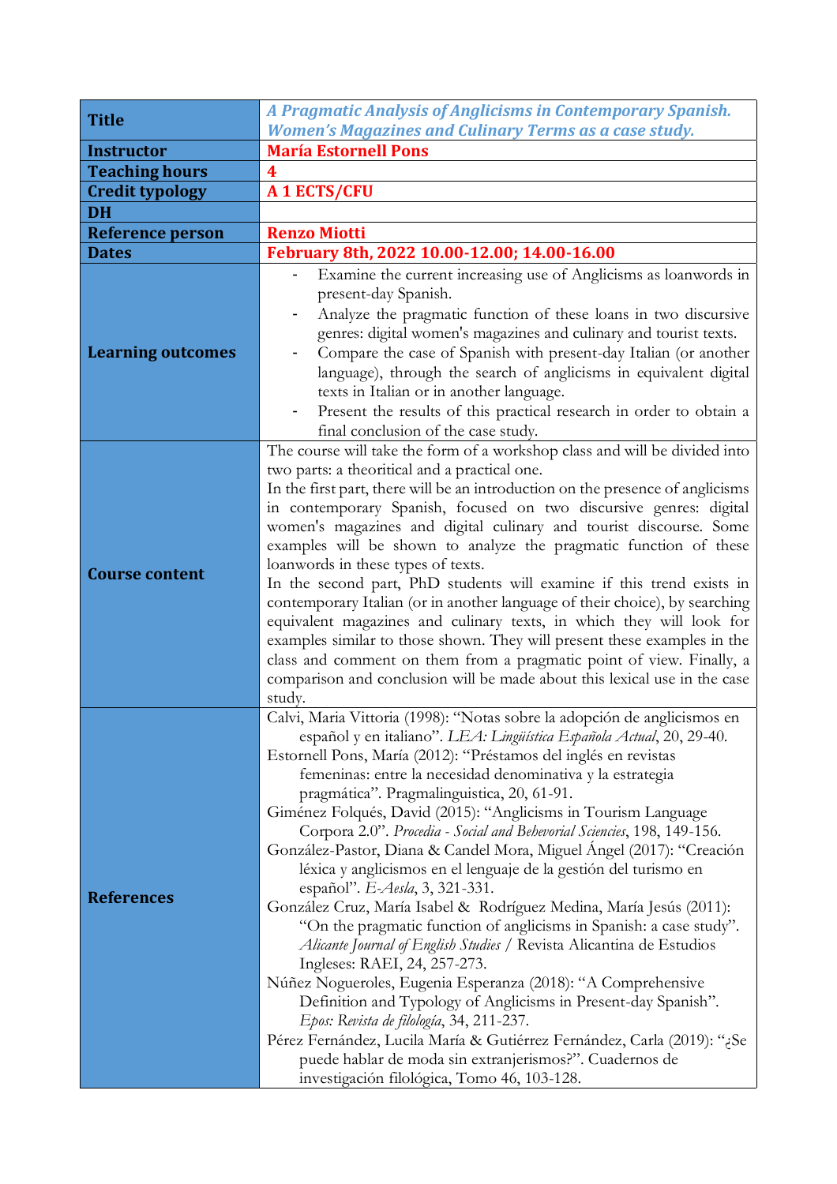| | |
|---|---|
| **Title** | ***A Pragmatic Analysis of Anglicisms in Contemporary Spanish. Women's Magazines and Culinary Terms as a case study.*** |
| **Instructor** | **María Estornell Pons** |
| **Teaching hours** | **4** |
| **Credit typology** | **A 1 ECTS/CFU** |
| **DH** | |
| **Reference person** | **Renzo Miotti** |
| **Dates** | **February 8th, 2022 10.00-12.00; 14.00-16.00** |
| **Learning outcomes** | - Examine the current increasing use of Anglicisms as loanwords in present-day Spanish.<br>- Analyze the pragmatic function of these loans in two discursive genres: digital women's magazines and culinary and tourist texts.<br>- Compare the case of Spanish with present-day Italian (or another language), through the search of anglicisms in equivalent digital texts in Italian or in another language.<br>- Present the results of this practical research in order to obtain a final conclusion of the case study. |
| **Course content** | The course will take the form of a workshop class and will be divided into two parts: a theoritical and a practical one.<br>In the first part, there will be an introduction on the presence of anglicisms in contemporary Spanish, focused on two discursive genres: digital women's magazines and digital culinary and tourist discourse. Some examples will be shown to analyze the pragmatic function of these loanwords in these types of texts.<br>In the second part, PhD students will examine if this trend exists in contemporary Italian (or in another language of their choice), by searching equivalent magazines and culinary texts, in which they will look for examples similar to those shown. They will present these examples in the class and comment on them from a pragmatic point of view. Finally, a comparison and conclusion will be made about this lexical use in the case study. |
| **References** | Calvi, Maria Vittoria (1998): "Notas sobre la adopción de anglicismos en español y en italiano". *LEA: Lingüística Española Actual*, 20, 29-40.<br>Estornell Pons, María (2012): "Préstamos del inglés en revistas femeninas: entre la necesidad denominativa y la estrategia pragmática". Pragmalinguistica, 20, 61-91.<br>Giménez Folqués, David (2015): "Anglicisms in Tourism Language Corpora 2.0". *Procedia - Social and Behevorial Sciencies*, 198, 149-156.<br>González-Pastor, Diana & Candel Mora, Miguel Ángel (2017): "Creación léxica y anglicismos en el lenguaje de la gestión del turismo en español". *E-Aesla*, 3, 321-331.<br>González Cruz, María Isabel & Rodríguez Medina, María Jesús (2011): "On the pragmatic function of anglicisms in Spanish: a case study". *Alicante Journal of English Studies* / Revista Alicantina de Estudios Ingleses: RAEI, 24, 257-273.<br>Núñez Nogueroles, Eugenia Esperanza (2018): "A Comprehensive Definition and Typology of Anglicisms in Present-day Spanish". *Epos: Revista de filología*, 34, 211-237.<br>Pérez Fernández, Lucila María & Gutiérrez Fernández, Carla (2019): "¿Se puede hablar de moda sin extranjerismos?". Cuadernos de investigación filológica, Tomo 46, 103-128. |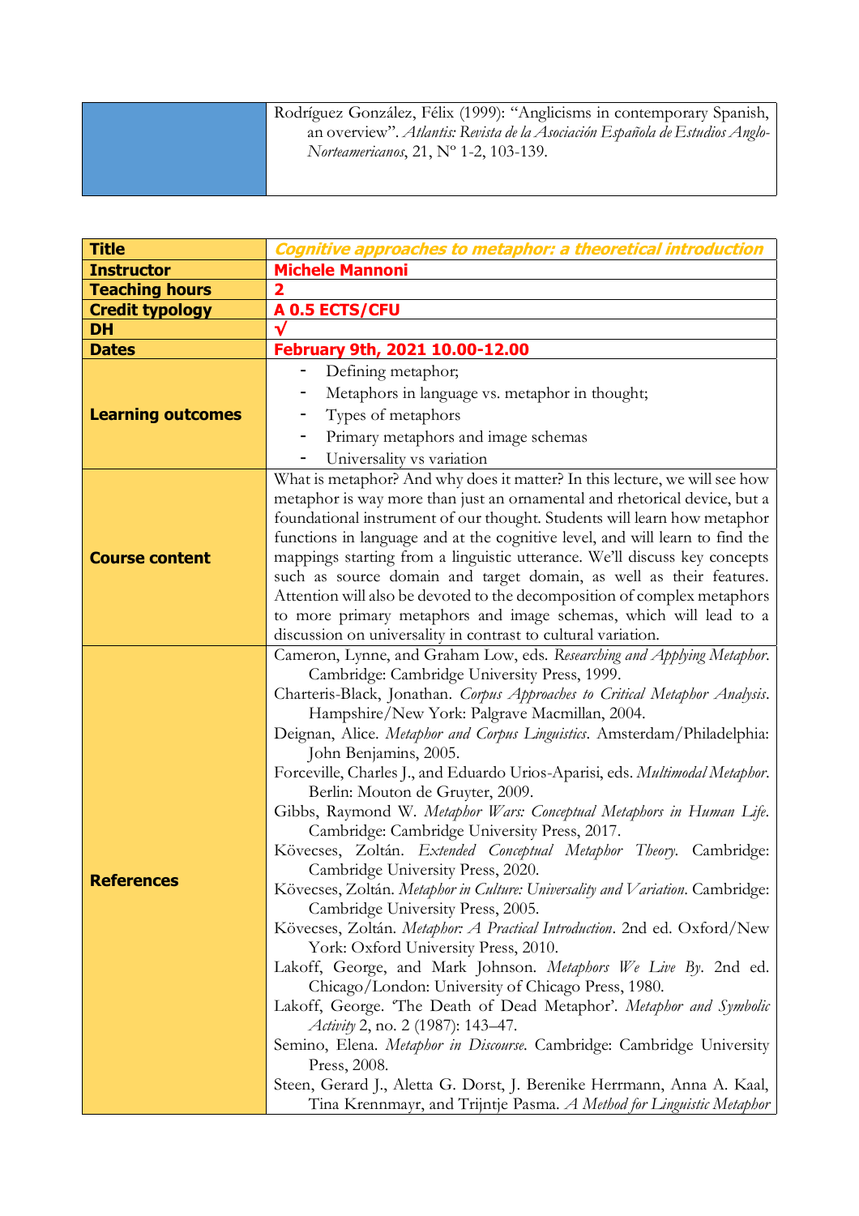| | |
|---|---|
| | Rodríguez González, Félix (1999): "Anglicisms in contemporary Spanish, an overview". *Atlantis: Revista de la Asociación Española de Estudios Anglo-Norteamericanos*, 21, Nº 1-2, 103-139. |

| | |
|---|---|
| **Title** | ***Cognitive approaches to metaphor: a theoretical introduction*** |
| **Instructor** | **Michele Mannoni** |
| **Teaching hours** | **2** |
| **Credit typology** | **A 0.5 ECTS/CFU** |
| **DH** | **√** |
| **Dates** | **February 9th, 2021 10.00-12.00** |
| **Learning outcomes** | - Defining metaphor;<br>- Metaphors in language vs. metaphor in thought;<br>- Types of metaphors<br>- Primary metaphors and image schemas<br>- Universality vs variation |
| **Course content** | What is metaphor? And why does it matter? In this lecture, we will see how metaphor is way more than just an ornamental and rhetorical device, but a foundational instrument of our thought. Students will learn how metaphor functions in language and at the cognitive level, and will learn to find the mappings starting from a linguistic utterance. We'll discuss key concepts such as source domain and target domain, as well as their features. Attention will also be devoted to the decomposition of complex metaphors to more primary metaphors and image schemas, which will lead to a discussion on universality in contrast to cultural variation. |
| **References** | Cameron, Lynne, and Graham Low, eds. *Researching and Applying Metaphor*. Cambridge: Cambridge University Press, 1999.<br>Charteris-Black, Jonathan. *Corpus Approaches to Critical Metaphor Analysis*. Hampshire/New York: Palgrave Macmillan, 2004.<br>Deignan, Alice. *Metaphor and Corpus Linguistics*. Amsterdam/Philadelphia: John Benjamins, 2005.<br>Forceville, Charles J., and Eduardo Urios-Aparisi, eds. *Multimodal Metaphor*. Berlin: Mouton de Gruyter, 2009.<br>Gibbs, Raymond W. *Metaphor Wars: Conceptual Metaphors in Human Life*. Cambridge: Cambridge University Press, 2017.<br>Kövecses, Zoltán. *Extended Conceptual Metaphor Theory*. Cambridge: Cambridge University Press, 2020.<br>Kövecses, Zoltán. *Metaphor in Culture: Universality and Variation*. Cambridge: Cambridge University Press, 2005.<br>Kövecses, Zoltán. *Metaphor: A Practical Introduction*. 2nd ed. Oxford/New York: Oxford University Press, 2010.<br>Lakoff, George, and Mark Johnson. *Metaphors We Live By*. 2nd ed. Chicago/London: University of Chicago Press, 1980.<br>Lakoff, George. 'The Death of Dead Metaphor'. *Metaphor and Symbolic Activity* 2, no. 2 (1987): 143–47.<br>Semino, Elena. *Metaphor in Discourse*. Cambridge: Cambridge University Press, 2008.<br>Steen, Gerard J., Aletta G. Dorst, J. Berenike Herrmann, Anna A. Kaal, Tina Krennmayr, and Trijntje Pasma. *A Method for Linguistic Metaphor* |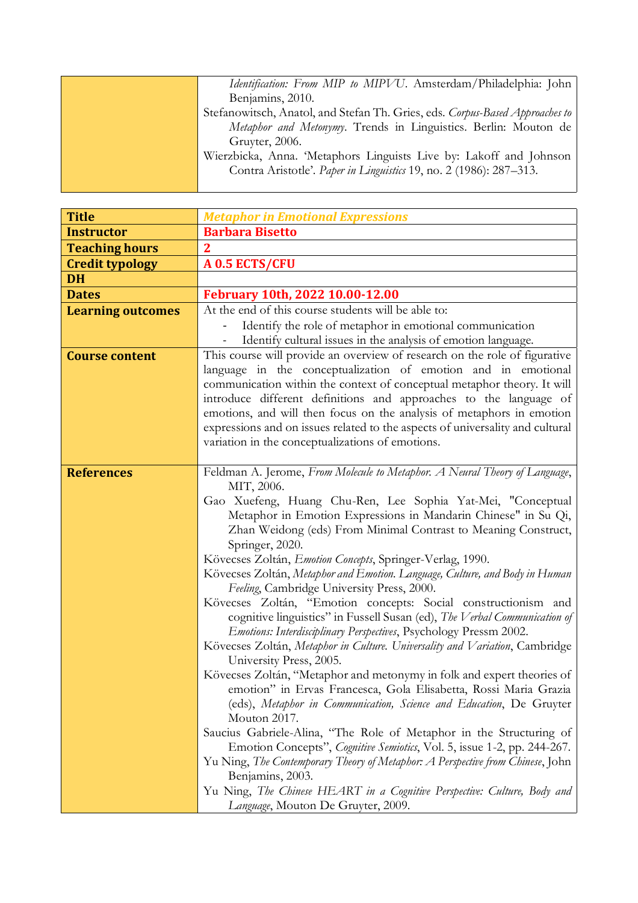| | |
|---|---|
| | *Identification: From MIP to MIPVU*. Amsterdam/Philadelphia: John Benjamins, 2010.<br>Stefanowitsch, Anatol, and Stefan Th. Gries, eds. *Corpus-Based Approaches to Metaphor and Metonymy*. Trends in Linguistics. Berlin: Mouton de Gruyter, 2006.<br>Wierzbicka, Anna. 'Metaphors Linguists Live by: Lakoff and Johnson Contra Aristotle'. *Paper in Linguistics* 19, no. 2 (1986): 287–313. |

| **Title** | ***Metaphor in Emotional Expressions*** |
|---|---|
| **Instructor** | **Barbara Bisetto** |
| **Teaching hours** | **2** |
| **Credit typology** | **A 0.5 ECTS/CFU** |
| **DH** | |
| **Dates** | **February 10th, 2022 10.00-12.00** |
| **Learning outcomes** | At the end of this course students will be able to:<br>- Identify the role of metaphor in emotional communication<br>- Identify cultural issues in the analysis of emotion language. |
| **Course content** | This course will provide an overview of research on the role of figurative language in the conceptualization of emotion and in emotional communication within the context of conceptual metaphor theory. It will introduce different definitions and approaches to the language of emotions, and will then focus on the analysis of metaphors in emotion expressions and on issues related to the aspects of universality and cultural variation in the conceptualizations of emotions. |
| **References** | Feldman A. Jerome, *From Molecule to Metaphor. A Neural Theory of Language*, MIT, 2006.<br>Gao Xuefeng, Huang Chu-Ren, Lee Sophia Yat-Mei, "Conceptual Metaphor in Emotion Expressions in Mandarin Chinese" in Su Qi, Zhan Weidong (eds) From Minimal Contrast to Meaning Construct, Springer, 2020.<br>Kövecses Zoltán, *Emotion Concepts*, Springer-Verlag, 1990.<br>Kövecses Zoltán, *Metaphor and Emotion. Language, Culture, and Body in Human Feeling*, Cambridge University Press, 2000.<br>Kövecses Zoltán, "Emotion concepts: Social constructionism and cognitive linguistics" in Fussell Susan (ed), *The Verbal Communication of Emotions: Interdisciplinary Perspectives*, Psychology Pressm 2002.<br>Kövecses Zoltán, *Metaphor in Culture. Universality and Variation*, Cambridge University Press, 2005.<br>Kövecses Zoltán, "Metaphor and metonymy in folk and expert theories of emotion" in Ervas Francesca, Gola Elisabetta, Rossi Maria Grazia (eds), *Metaphor in Communication, Science and Education*, De Gruyter Mouton 2017.<br>Saucius Gabriele-Alina, "The Role of Metaphor in the Structuring of Emotion Concepts", *Cognitive Semiotics*, Vol. 5, issue 1-2, pp. 244-267.<br>Yu Ning, *The Contemporary Theory of Metaphor: A Perspective from Chinese*, John Benjamins, 2003.<br>Yu Ning, *The Chinese HEART in a Cognitive Perspective: Culture, Body and Language*, Mouton De Gruyter, 2009. |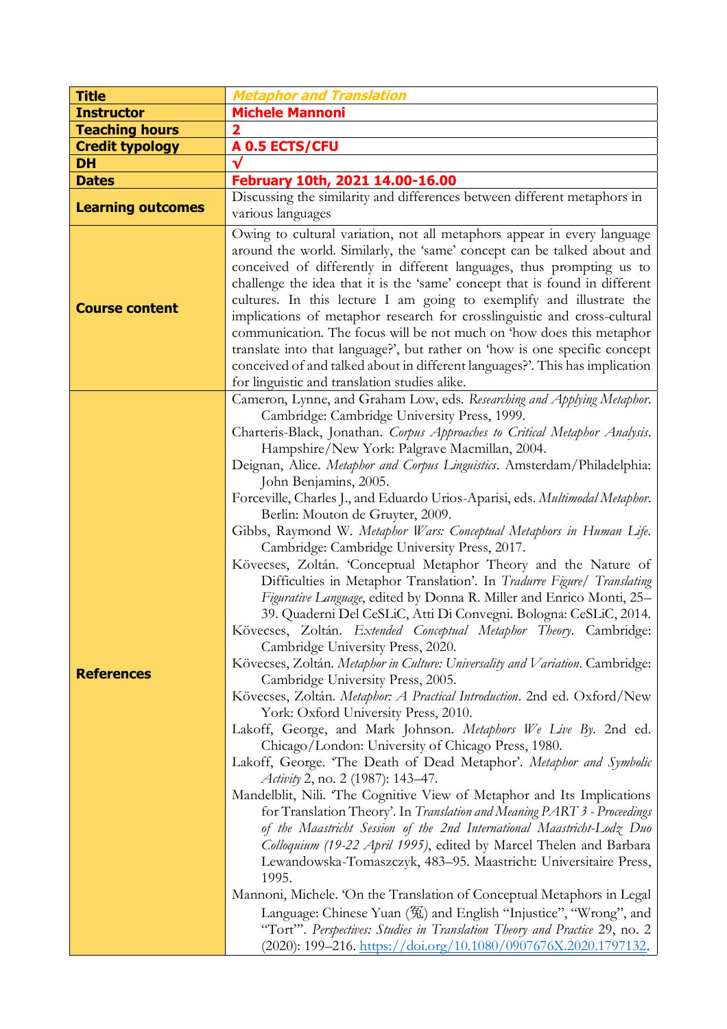| Title | *Metaphor and Translation* |
|---|---|
| Instructor | Michele Mannoni |
| Teaching hours | 2 |
| Credit typology | A 0.5 ECTS/CFU |
| DH | √ |
| Dates | February 10th, 2021 14.00-16.00 |
| Learning outcomes | Discussing the similarity and differences between different metaphors in various languages |
| Course content | Owing to cultural variation, not all metaphors appear in every language around the world. Similarly, the 'same' concept can be talked about and conceived of differently in different languages, thus prompting us to challenge the idea that it is the 'same' concept that is found in different cultures. In this lecture I am going to exemplify and illustrate the implications of metaphor research for crosslinguistic and cross-cultural communication. The focus will be not much on 'how does this metaphor translate into that language?', but rather on 'how is one specific concept conceived of and talked about in different languages?'. This has implication for linguistic and translation studies alike. |
| References | Cameron, Lynne, and Graham Low, eds. *Researching and Applying Metaphor*. Cambridge: Cambridge University Press, 1999.<br>Charteris-Black, Jonathan. *Corpus Approaches to Critical Metaphor Analysis*. Hampshire/New York: Palgrave Macmillan, 2004.<br>Deignan, Alice. *Metaphor and Corpus Linguistics*. Amsterdam/Philadelphia: John Benjamins, 2005.<br>Forceville, Charles J., and Eduardo Urios-Aparisi, eds. *Multimodal Metaphor*. Berlin: Mouton de Gruyter, 2009.<br>Gibbs, Raymond W. *Metaphor Wars: Conceptual Metaphors in Human Life*. Cambridge: Cambridge University Press, 2017.<br>Kövecses, Zoltán. 'Conceptual Metaphor Theory and the Nature of Difficulties in Metaphor Translation'. In *Tradurre Figure/ Translating Figurative Language*, edited by Donna R. Miller and Enrico Monti, 25–39. Quaderni Del CeSLiC, Atti Di Convegni. Bologna: CeSLiC, 2014.<br>Kövecses, Zoltán. *Extended Conceptual Metaphor Theory*. Cambridge: Cambridge University Press, 2020.<br>Kövecses, Zoltán. *Metaphor in Culture: Universality and Variation*. Cambridge: Cambridge University Press, 2005.<br>Kövecses, Zoltán. *Metaphor: A Practical Introduction*. 2nd ed. Oxford/New York: Oxford University Press, 2010.<br>Lakoff, George, and Mark Johnson. *Metaphors We Live By*. 2nd ed. Chicago/London: University of Chicago Press, 1980.<br>Lakoff, George. 'The Death of Dead Metaphor'. *Metaphor and Symbolic Activity* 2, no. 2 (1987): 143–47.<br>Mandelblit, Nili. 'The Cognitive View of Metaphor and Its Implications for Translation Theory'. In *Translation and Meaning PART 3 - Proceedings of the Maastricht Session of the 2nd International Maastricht-Lodz Duo Colloquium (19-22 April 1995)*, edited by Marcel Thelen and Barbara Lewandowska-Tomaszczyk, 483–95. Maastricht: Universitaire Press, 1995.<br>Mannoni, Michele. 'On the Translation of Conceptual Metaphors in Legal Language: Chinese Yuan (冤) and English "Injustice", "Wrong", and "Tort"'. *Perspectives: Studies in Translation Theory and Practice* 29, no. 2 (2020): 199–216. https://doi.org/10.1080/0907676X.2020.1797132. |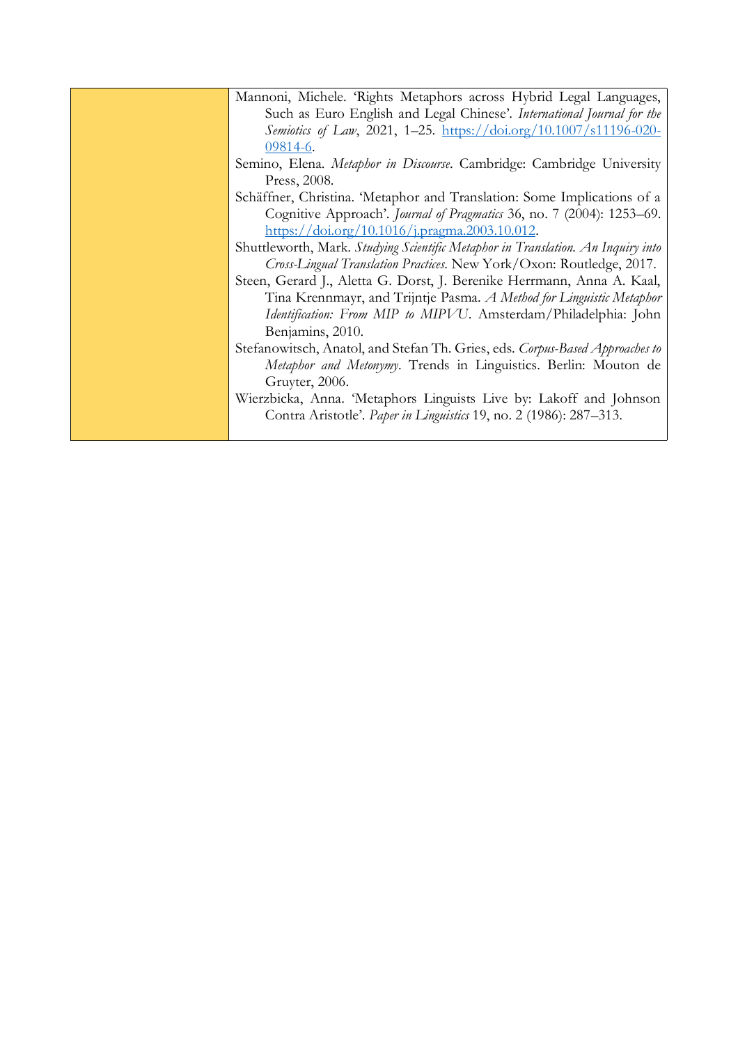Mannoni, Michele. 'Rights Metaphors across Hybrid Legal Languages, Such as Euro English and Legal Chinese'. *International Journal for the Semiotics of Law*, 2021, 1–25. https://doi.org/10.1007/s11196-020-09814-6.

Semino, Elena. *Metaphor in Discourse*. Cambridge: Cambridge University Press, 2008.

Schäffner, Christina. 'Metaphor and Translation: Some Implications of a Cognitive Approach'. *Journal of Pragmatics* 36, no. 7 (2004): 1253–69. https://doi.org/10.1016/j.pragma.2003.10.012.

Shuttleworth, Mark. *Studying Scientific Metaphor in Translation. An Inquiry into Cross-Lingual Translation Practices*. New York/Oxon: Routledge, 2017.

Steen, Gerard J., Aletta G. Dorst, J. Berenike Herrmann, Anna A. Kaal, Tina Krennmayr, and Trijntje Pasma. *A Method for Linguistic Metaphor Identification: From MIP to MIPVU*. Amsterdam/Philadelphia: John Benjamins, 2010.

Stefanowitsch, Anatol, and Stefan Th. Gries, eds. *Corpus-Based Approaches to Metaphor and Metonymy*. Trends in Linguistics. Berlin: Mouton de Gruyter, 2006.

Wierzbicka, Anna. 'Metaphors Linguists Live by: Lakoff and Johnson Contra Aristotle'. *Paper in Linguistics* 19, no. 2 (1986): 287–313.